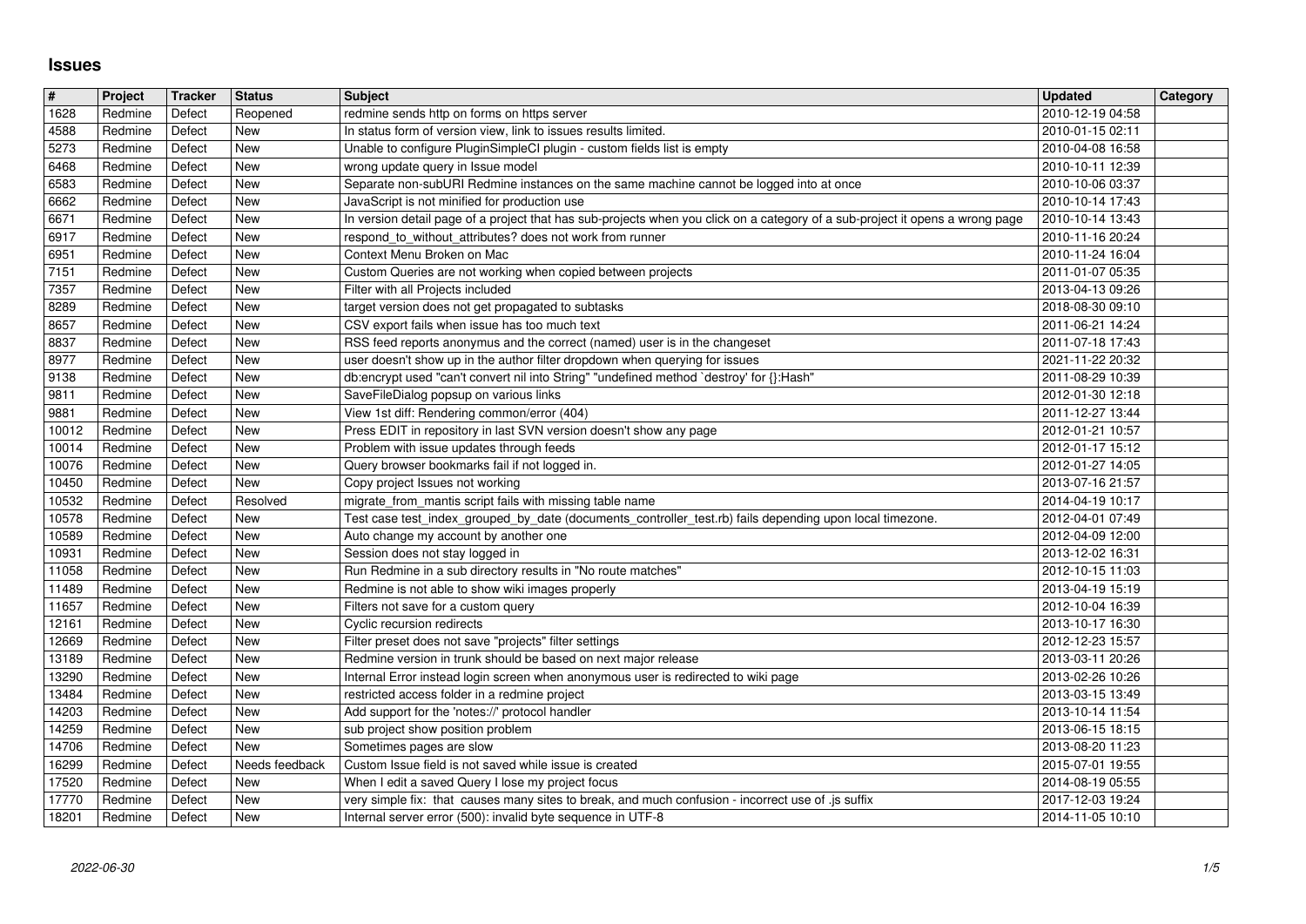# Issues

| # | Project | Tracker | Status | Subject | Updated | Category |
|---|---|---|---|---|---|---|
| 1628 | Redmine | Defect | Reopened | redmine sends http on forms on https server | 2010-12-19 04:58 | |
| 4588 | Redmine | Defect | New | In status form of version view, link to issues results limited. | 2010-01-15 02:11 | |
| 5273 | Redmine | Defect | New | Unable to configure PluginSimpleCI plugin - custom fields list is empty | 2010-04-08 16:58 | |
| 6468 | Redmine | Defect | New | wrong update query in Issue model | 2010-10-11 12:39 | |
| 6583 | Redmine | Defect | New | Separate non-subURI Redmine instances on the same machine cannot be logged into at once | 2010-10-06 03:37 | |
| 6662 | Redmine | Defect | New | JavaScript is not minified for production use | 2010-10-14 17:43 | |
| 6671 | Redmine | Defect | New | In version detail page of a project that has sub-projects when you click on a category of a sub-project it opens a wrong page | 2010-10-14 13:43 | |
| 6917 | Redmine | Defect | New | respond_to_without_attributes? does not work from runner | 2010-11-16 20:24 | |
| 6951 | Redmine | Defect | New | Context Menu Broken on Mac | 2010-11-24 16:04 | |
| 7151 | Redmine | Defect | New | Custom Queries are not working when copied between projects | 2011-01-07 05:35 | |
| 7357 | Redmine | Defect | New | Filter with all Projects included | 2013-04-13 09:26 | |
| 8289 | Redmine | Defect | New | target version does not get propagated to subtasks | 2018-08-30 09:10 | |
| 8657 | Redmine | Defect | New | CSV export fails when issue has too much text | 2011-06-21 14:24 | |
| 8837 | Redmine | Defect | New | RSS feed reports anonymus and the correct (named) user is in the changeset | 2011-07-18 17:43 | |
| 8977 | Redmine | Defect | New | user doesn't show up in the author filter dropdown when querying for issues | 2021-11-22 20:32 | |
| 9138 | Redmine | Defect | New | db:encrypt used "can't convert nil into String" "undefined method `destroy' for {}:Hash" | 2011-08-29 10:39 | |
| 9811 | Redmine | Defect | New | SaveFileDialog popsup on various links | 2012-01-30 12:18 | |
| 9881 | Redmine | Defect | New | View 1st diff: Rendering common/error (404) | 2011-12-27 13:44 | |
| 10012 | Redmine | Defect | New | Press EDIT in repository in last SVN version doesn't show any page | 2012-01-21 10:57 | |
| 10014 | Redmine | Defect | New | Problem with issue updates through feeds | 2012-01-17 15:12 | |
| 10076 | Redmine | Defect | New | Query browser bookmarks fail if not logged in. | 2012-01-27 14:05 | |
| 10450 | Redmine | Defect | New | Copy project Issues not working | 2013-07-16 21:57 | |
| 10532 | Redmine | Defect | Resolved | migrate_from_mantis script fails with missing table name | 2014-04-19 10:17 | |
| 10578 | Redmine | Defect | New | Test case test_index_grouped_by_date (documents_controller_test.rb) fails depending upon local timezone. | 2012-04-01 07:49 | |
| 10589 | Redmine | Defect | New | Auto change my account by another one | 2012-04-09 12:00 | |
| 10931 | Redmine | Defect | New | Session does not stay logged in | 2013-12-02 16:31 | |
| 11058 | Redmine | Defect | New | Run Redmine in a sub directory results in "No route matches" | 2012-10-15 11:03 | |
| 11489 | Redmine | Defect | New | Redmine is not able to show wiki images properly | 2013-04-19 15:19 | |
| 11657 | Redmine | Defect | New | Filters not save for a custom query | 2012-10-04 16:39 | |
| 12161 | Redmine | Defect | New | Cyclic recursion redirects | 2013-10-17 16:30 | |
| 12669 | Redmine | Defect | New | Filter preset does not save "projects" filter settings | 2012-12-23 15:57 | |
| 13189 | Redmine | Defect | New | Redmine version in trunk should be based on next major release | 2013-03-11 20:26 | |
| 13290 | Redmine | Defect | New | Internal Error instead login screen when anonymous user is redirected to wiki page | 2013-02-26 10:26 | |
| 13484 | Redmine | Defect | New | restricted access folder in a redmine project | 2013-03-15 13:49 | |
| 14203 | Redmine | Defect | New | Add support for the 'notes://' protocol handler | 2013-10-14 11:54 | |
| 14259 | Redmine | Defect | New | sub project show position problem | 2013-06-15 18:15 | |
| 14706 | Redmine | Defect | New | Sometimes pages are slow | 2013-08-20 11:23 | |
| 16299 | Redmine | Defect | Needs feedback | Custom Issue field is not saved while issue is created | 2015-07-01 19:55 | |
| 17520 | Redmine | Defect | New | When I edit a saved Query I lose my project focus | 2014-08-19 05:55 | |
| 17770 | Redmine | Defect | New | very simple fix: that causes many sites to break, and much confusion - incorrect use of .js suffix | 2017-12-03 19:24 | |
| 18201 | Redmine | Defect | New | Internal server error (500): invalid byte sequence in UTF-8 | 2014-11-05 10:10 | |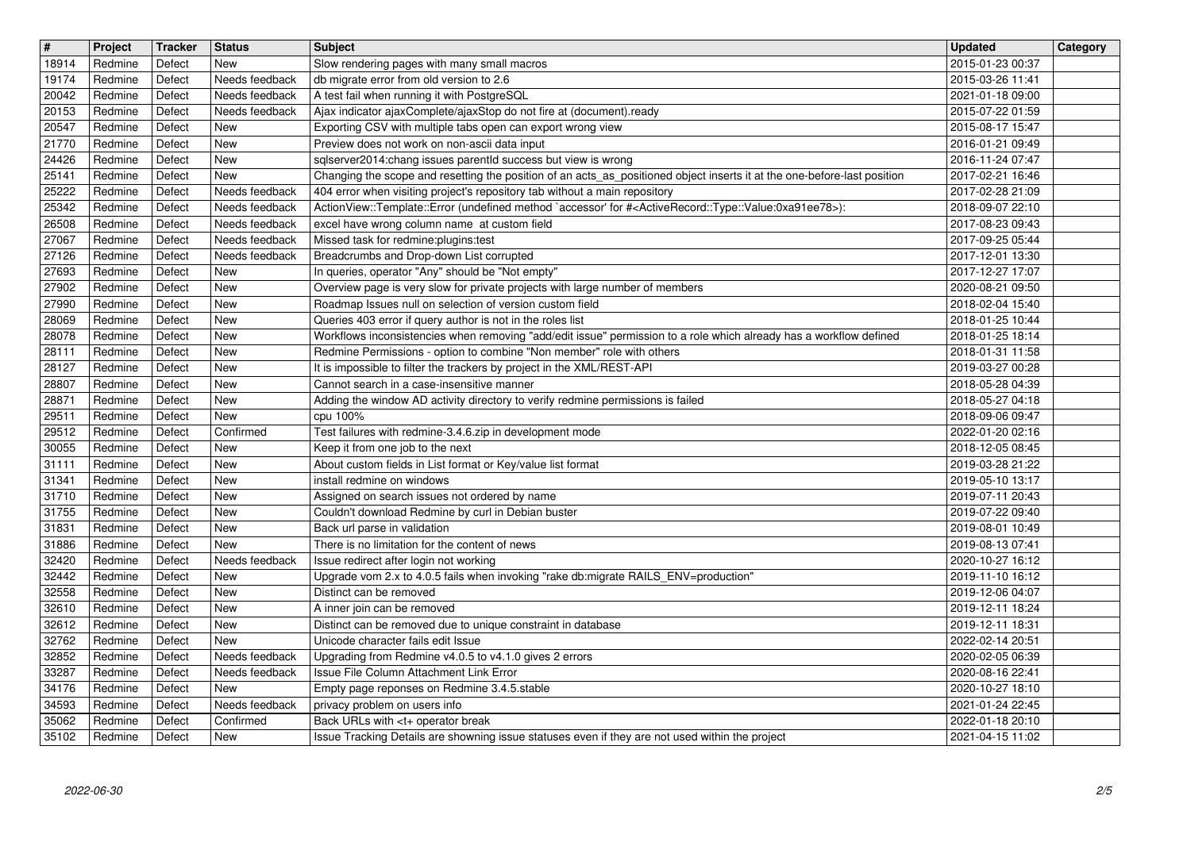| # | Project | Tracker | Status | Subject | Updated | Category |
|---|---|---|---|---|---|---|
| 18914 | Redmine | Defect | New | Slow rendering pages with many small macros | 2015-01-23 00:37 | |
| 19174 | Redmine | Defect | Needs feedback | db migrate error from old version to 2.6 | 2015-03-26 11:41 | |
| 20042 | Redmine | Defect | Needs feedback | A test fail when running it with PostgreSQL | 2021-01-18 09:00 | |
| 20153 | Redmine | Defect | Needs feedback | Ajax indicator ajaxComplete/ajaxStop do not fire at (document).ready | 2015-07-22 01:59 | |
| 20547 | Redmine | Defect | New | Exporting CSV with multiple tabs open can export wrong view | 2015-08-17 15:47 | |
| 21770 | Redmine | Defect | New | Preview does not work on non-ascii data input | 2016-01-21 09:49 | |
| 24426 | Redmine | Defect | New | sqlserver2014:chang issues parentId success but view is wrong | 2016-11-24 07:47 | |
| 25141 | Redmine | Defect | New | Changing the scope and resetting the position of an acts_as_positioned object inserts it at the one-before-last position | 2017-02-21 16:46 | |
| 25222 | Redmine | Defect | Needs feedback | 404 error when visiting project's repository tab without a main repository | 2017-02-28 21:09 | |
| 25342 | Redmine | Defect | Needs feedback | ActionView::Template::Error (undefined method `accessor' for #<ActiveRecord::Type::Value:0xa91ee78>): | 2018-09-07 22:10 | |
| 26508 | Redmine | Defect | Needs feedback | excel have wrong column name at custom field | 2017-08-23 09:43 | |
| 27067 | Redmine | Defect | Needs feedback | Missed task for redmine:plugins:test | 2017-09-25 05:44 | |
| 27126 | Redmine | Defect | Needs feedback | Breadcrumbs and Drop-down List corrupted | 2017-12-01 13:30 | |
| 27693 | Redmine | Defect | New | In queries, operator "Any" should be "Not empty" | 2017-12-27 17:07 | |
| 27902 | Redmine | Defect | New | Overview page is very slow for private projects with large number of members | 2020-08-21 09:50 | |
| 27990 | Redmine | Defect | New | Roadmap Issues null on selection of version custom field | 2018-02-04 15:40 | |
| 28069 | Redmine | Defect | New | Queries 403 error if query author is not in the roles list | 2018-01-25 10:44 | |
| 28078 | Redmine | Defect | New | Workflows inconsistencies when removing "add/edit issue" permission to a role which already has a workflow defined | 2018-01-25 18:14 | |
| 28111 | Redmine | Defect | New | Redmine Permissions - option to combine "Non member" role with others | 2018-01-31 11:58 | |
| 28127 | Redmine | Defect | New | It is impossible to filter the trackers by project in the XML/REST-API | 2019-03-27 00:28 | |
| 28807 | Redmine | Defect | New | Cannot search in a case-insensitive manner | 2018-05-28 04:39 | |
| 28871 | Redmine | Defect | New | Adding the window AD activity directory to verify redmine permissions is failed | 2018-05-27 04:18 | |
| 29511 | Redmine | Defect | New | cpu 100% | 2018-09-06 09:47 | |
| 29512 | Redmine | Defect | Confirmed | Test failures with redmine-3.4.6.zip in development mode | 2022-01-20 02:16 | |
| 30055 | Redmine | Defect | New | Keep it from one job to the next | 2018-12-05 08:45 | |
| 31111 | Redmine | Defect | New | About custom fields in List format or Key/value list format | 2019-03-28 21:22 | |
| 31341 | Redmine | Defect | New | install redmine on windows | 2019-05-10 13:17 | |
| 31710 | Redmine | Defect | New | Assigned on search issues not ordered by name | 2019-07-11 20:43 | |
| 31755 | Redmine | Defect | New | Couldn't download Redmine by curl in Debian buster | 2019-07-22 09:40 | |
| 31831 | Redmine | Defect | New | Back url parse in validation | 2019-08-01 10:49 | |
| 31886 | Redmine | Defect | New | There is no limitation for the content of news | 2019-08-13 07:41 | |
| 32420 | Redmine | Defect | Needs feedback | Issue redirect after login not working | 2020-10-27 16:12 | |
| 32442 | Redmine | Defect | New | Upgrade vom 2.x to 4.0.5 fails when invoking "rake db:migrate RAILS_ENV=production" | 2019-11-10 16:12 | |
| 32558 | Redmine | Defect | New | Distinct can be removed | 2019-12-06 04:07 | |
| 32610 | Redmine | Defect | New | A inner join can be removed | 2019-12-11 18:24 | |
| 32612 | Redmine | Defect | New | Distinct can be removed due to unique constraint in database | 2019-12-11 18:31 | |
| 32762 | Redmine | Defect | New | Unicode character fails edit Issue | 2022-02-14 20:51 | |
| 32852 | Redmine | Defect | Needs feedback | Upgrading from Redmine v4.0.5 to v4.1.0 gives 2 errors | 2020-02-05 06:39 | |
| 33287 | Redmine | Defect | Needs feedback | Issue File Column Attachment Link Error | 2020-08-16 22:41 | |
| 34176 | Redmine | Defect | New | Empty page reponses on Redmine 3.4.5.stable | 2020-10-27 18:10 | |
| 34593 | Redmine | Defect | Needs feedback | privacy problem on users info | 2021-01-24 22:45 | |
| 35062 | Redmine | Defect | Confirmed | Back URLs with <t+ operator break | 2022-01-18 20:10 | |
| 35102 | Redmine | Defect | New | Issue Tracking Details are showning issue statuses even if they are not used within the project | 2021-04-15 11:02 | |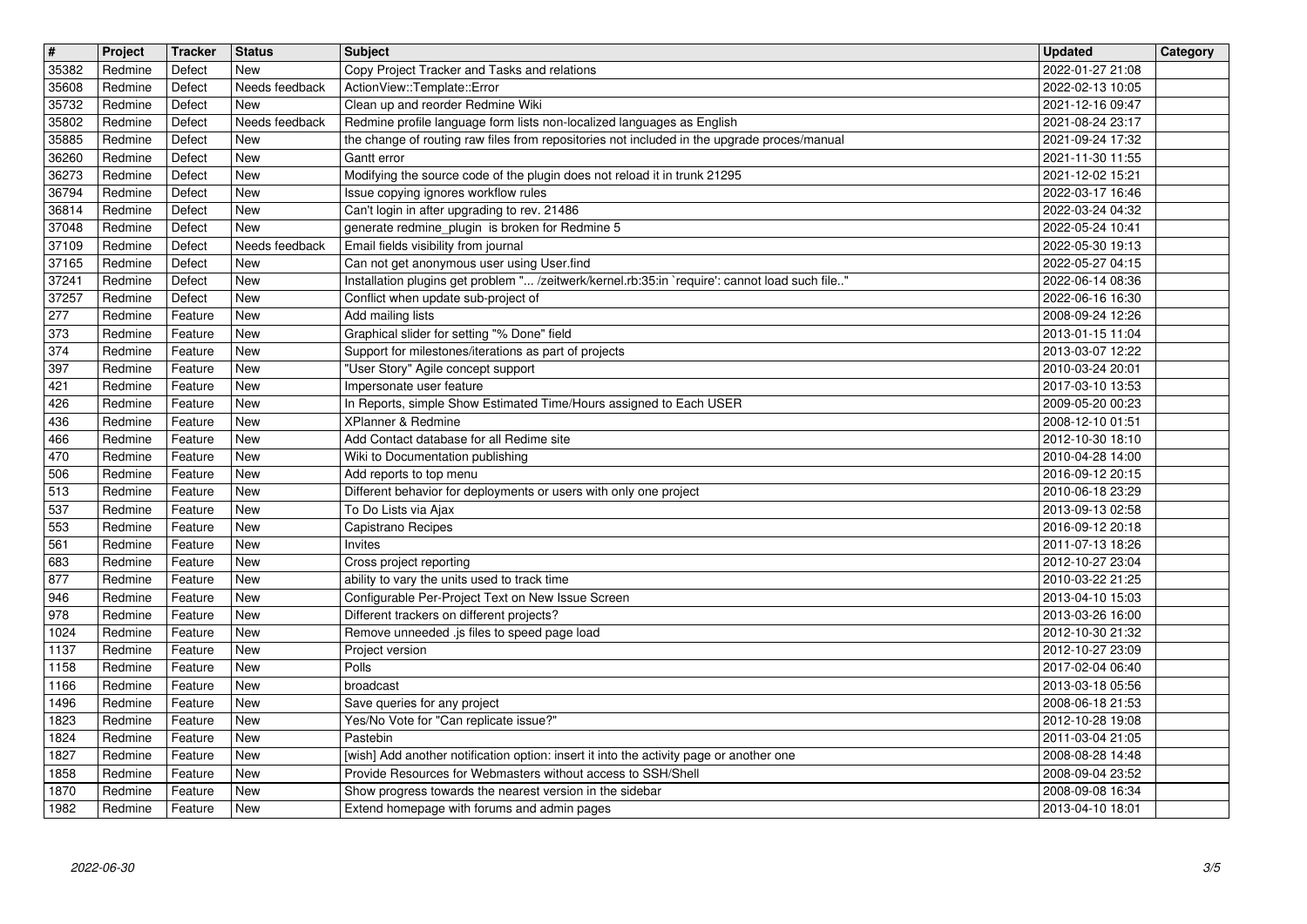| # | Project | Tracker | Status | Subject | Updated | Category |
| --- | --- | --- | --- | --- | --- | --- |
| 35382 | Redmine | Defect | New | Copy Project Tracker and Tasks and relations | 2022-01-27 21:08 | |
| 35608 | Redmine | Defect | Needs feedback | ActionView::Template::Error | 2022-02-13 10:05 | |
| 35732 | Redmine | Defect | New | Clean up and reorder Redmine Wiki | 2021-12-16 09:47 | |
| 35802 | Redmine | Defect | Needs feedback | Redmine profile language form lists non-localized languages as English | 2021-08-24 23:17 | |
| 35885 | Redmine | Defect | New | the change of routing raw files from repositories not included in the upgrade proces/manual | 2021-09-24 17:32 | |
| 36260 | Redmine | Defect | New | Gantt error | 2021-11-30 11:55 | |
| 36273 | Redmine | Defect | New | Modifying the source code of the plugin does not reload it in trunk 21295 | 2021-12-02 15:21 | |
| 36794 | Redmine | Defect | New | Issue copying ignores workflow rules | 2022-03-17 16:46 | |
| 36814 | Redmine | Defect | New | Can't login in after upgrading to rev. 21486 | 2022-03-24 04:32 | |
| 37048 | Redmine | Defect | New | generate redmine_plugin is broken for Redmine 5 | 2022-05-24 10:41 | |
| 37109 | Redmine | Defect | Needs feedback | Email fields visibility from journal | 2022-05-30 19:13 | |
| 37165 | Redmine | Defect | New | Can not get anonymous user using User.find | 2022-05-27 04:15 | |
| 37241 | Redmine | Defect | New | Installation plugins get problem "... /zeitwerk/kernel.rb:35:in `require': cannot load such file.." | 2022-06-14 08:36 | |
| 37257 | Redmine | Defect | New | Conflict when update sub-project of | 2022-06-16 16:30 | |
| 277 | Redmine | Feature | New | Add mailing lists | 2008-09-24 12:26 | |
| 373 | Redmine | Feature | New | Graphical slider for setting "% Done" field | 2013-01-15 11:04 | |
| 374 | Redmine | Feature | New | Support for milestones/iterations as part of projects | 2013-03-07 12:22 | |
| 397 | Redmine | Feature | New | "User Story" Agile concept support | 2010-03-24 20:01 | |
| 421 | Redmine | Feature | New | Impersonate user feature | 2017-03-10 13:53 | |
| 426 | Redmine | Feature | New | In Reports, simple Show Estimated Time/Hours assigned to Each USER | 2009-05-20 00:23 | |
| 436 | Redmine | Feature | New | XPlanner & Redmine | 2008-12-10 01:51 | |
| 466 | Redmine | Feature | New | Add Contact database for all Redime site | 2012-10-30 18:10 | |
| 470 | Redmine | Feature | New | Wiki to Documentation publishing | 2010-04-28 14:00 | |
| 506 | Redmine | Feature | New | Add reports to top menu | 2016-09-12 20:15 | |
| 513 | Redmine | Feature | New | Different behavior for deployments or users with only one project | 2010-06-18 23:29 | |
| 537 | Redmine | Feature | New | To Do Lists via Ajax | 2013-09-13 02:58 | |
| 553 | Redmine | Feature | New | Capistrano Recipes | 2016-09-12 20:18 | |
| 561 | Redmine | Feature | New | Invites | 2011-07-13 18:26 | |
| 683 | Redmine | Feature | New | Cross project reporting | 2012-10-27 23:04 | |
| 877 | Redmine | Feature | New | ability to vary the units used to track time | 2010-03-22 21:25 | |
| 946 | Redmine | Feature | New | Configurable Per-Project Text on New Issue Screen | 2013-04-10 15:03 | |
| 978 | Redmine | Feature | New | Different trackers on different projects? | 2013-03-26 16:00 | |
| 1024 | Redmine | Feature | New | Remove unneeded .js files to speed page load | 2012-10-30 21:32 | |
| 1137 | Redmine | Feature | New | Project version | 2012-10-27 23:09 | |
| 1158 | Redmine | Feature | New | Polls | 2017-02-04 06:40 | |
| 1166 | Redmine | Feature | New | broadcast | 2013-03-18 05:56 | |
| 1496 | Redmine | Feature | New | Save queries for any project | 2008-06-18 21:53 | |
| 1823 | Redmine | Feature | New | Yes/No Vote for "Can replicate issue?" | 2012-10-28 19:08 | |
| 1824 | Redmine | Feature | New | Pastebin | 2011-03-04 21:05 | |
| 1827 | Redmine | Feature | New | [wish] Add another notification option: insert it into the activity page or another one | 2008-08-28 14:48 | |
| 1858 | Redmine | Feature | New | Provide Resources for Webmasters without access to SSH/Shell | 2008-09-04 23:52 | |
| 1870 | Redmine | Feature | New | Show progress towards the nearest version in the sidebar | 2008-09-08 16:34 | |
| 1982 | Redmine | Feature | New | Extend homepage with forums and admin pages | 2013-04-10 18:01 | |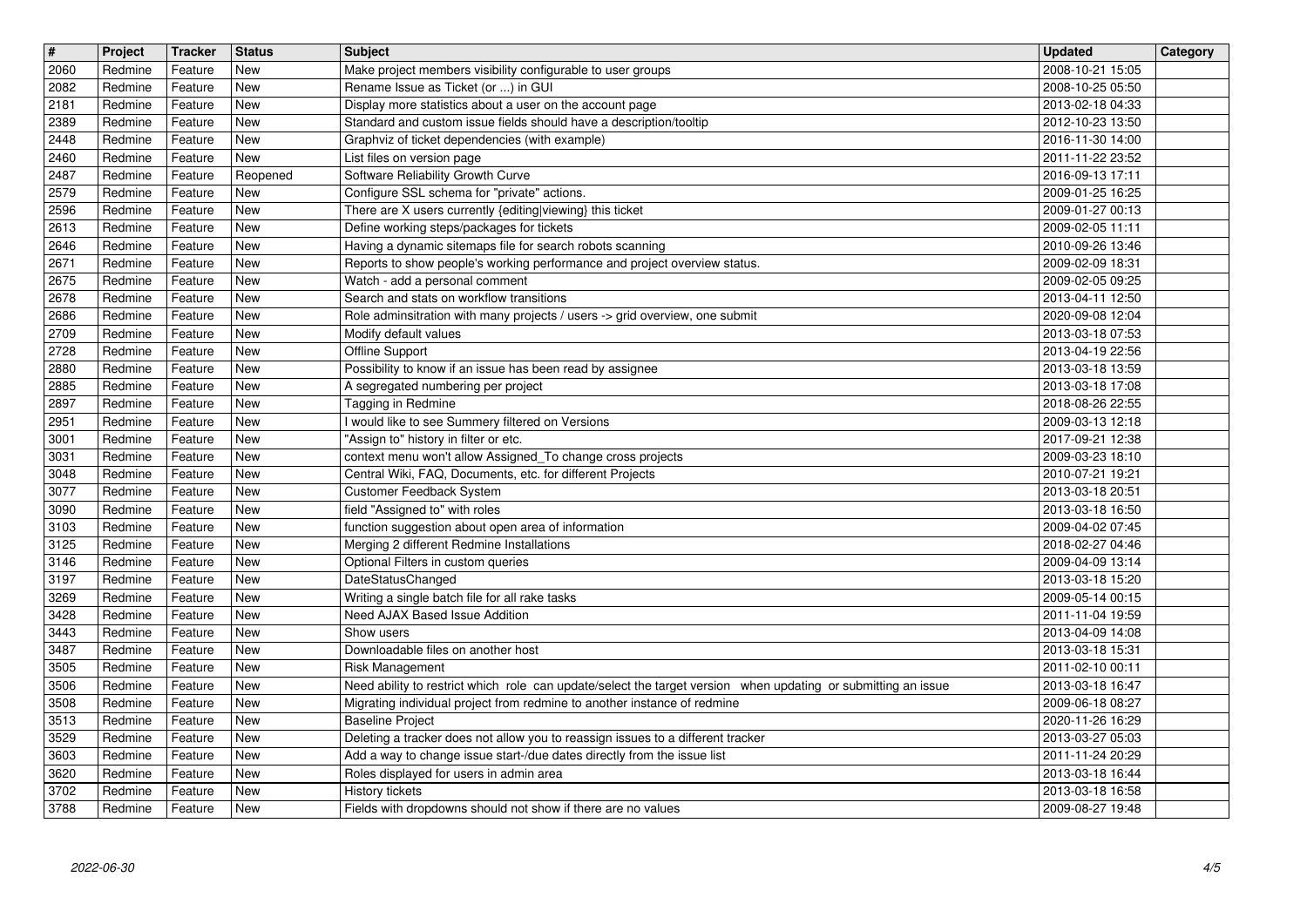| # | Project | Tracker | Status | Subject | Updated | Category |
|---|---|---|---|---|---|---|
| 2060 | Redmine | Feature | New | Make project members visibility configurable to user groups | 2008-10-21 15:05 | |
| 2082 | Redmine | Feature | New | Rename Issue as Ticket (or ...) in GUI | 2008-10-25 05:50 | |
| 2181 | Redmine | Feature | New | Display more statistics about a user on the account page | 2013-02-18 04:33 | |
| 2389 | Redmine | Feature | New | Standard and custom issue fields should have a description/tooltip | 2012-10-23 13:50 | |
| 2448 | Redmine | Feature | New | Graphviz of ticket dependencies (with example) | 2016-11-30 14:00 | |
| 2460 | Redmine | Feature | New | List files on version page | 2011-11-22 23:52 | |
| 2487 | Redmine | Feature | Reopened | Software Reliability Growth Curve | 2016-09-13 17:11 | |
| 2579 | Redmine | Feature | New | Configure SSL schema for "private" actions. | 2009-01-25 16:25 | |
| 2596 | Redmine | Feature | New | There are X users currently {editing\|viewing} this ticket | 2009-01-27 00:13 | |
| 2613 | Redmine | Feature | New | Define working steps/packages for tickets | 2009-02-05 11:11 | |
| 2646 | Redmine | Feature | New | Having a dynamic sitemaps file for search robots scanning | 2010-09-26 13:46 | |
| 2671 | Redmine | Feature | New | Reports to show people's working performance and project overview status. | 2009-02-09 18:31 | |
| 2675 | Redmine | Feature | New | Watch - add a personal comment | 2009-02-05 09:25 | |
| 2678 | Redmine | Feature | New | Search and stats on workflow transitions | 2013-04-11 12:50 | |
| 2686 | Redmine | Feature | New | Role adminsitration with many projects / users -> grid overview, one submit | 2020-09-08 12:04 | |
| 2709 | Redmine | Feature | New | Modify default values | 2013-03-18 07:53 | |
| 2728 | Redmine | Feature | New | Offline Support | 2013-04-19 22:56 | |
| 2880 | Redmine | Feature | New | Possibility to know if an issue has been read by assignee | 2013-03-18 13:59 | |
| 2885 | Redmine | Feature | New | A segregated numbering per project | 2013-03-18 17:08 | |
| 2897 | Redmine | Feature | New | Tagging in Redmine | 2018-08-26 22:55 | |
| 2951 | Redmine | Feature | New | I would like to see Summery filtered on Versions | 2009-03-13 12:18 | |
| 3001 | Redmine | Feature | New | "Assign to" history in filter or etc. | 2017-09-21 12:38 | |
| 3031 | Redmine | Feature | New | context menu won't allow Assigned_To change cross projects | 2009-03-23 18:10 | |
| 3048 | Redmine | Feature | New | Central Wiki, FAQ, Documents, etc. for different Projects | 2010-07-21 19:21 | |
| 3077 | Redmine | Feature | New | Customer Feedback System | 2013-03-18 20:51 | |
| 3090 | Redmine | Feature | New | field "Assigned to" with roles | 2013-03-18 16:50 | |
| 3103 | Redmine | Feature | New | function suggestion about open area of information | 2009-04-02 07:45 | |
| 3125 | Redmine | Feature | New | Merging 2 different Redmine Installations | 2018-02-27 04:46 | |
| 3146 | Redmine | Feature | New | Optional Filters in custom queries | 2009-04-09 13:14 | |
| 3197 | Redmine | Feature | New | DateStatusChanged | 2013-03-18 15:20 | |
| 3269 | Redmine | Feature | New | Writing a single batch file for all rake tasks | 2009-05-14 00:15 | |
| 3428 | Redmine | Feature | New | Need AJAX Based Issue Addition | 2011-11-04 19:59 | |
| 3443 | Redmine | Feature | New | Show users | 2013-04-09 14:08 | |
| 3487 | Redmine | Feature | New | Downloadable files on another host | 2013-03-18 15:31 | |
| 3505 | Redmine | Feature | New | Risk Management | 2011-02-10 00:11 | |
| 3506 | Redmine | Feature | New | Need ability to restrict which role can update/select the target version when updating or submitting an issue | 2013-03-18 16:47 | |
| 3508 | Redmine | Feature | New | Migrating individual project from redmine to another instance of redmine | 2009-06-18 08:27 | |
| 3513 | Redmine | Feature | New | Baseline Project | 2020-11-26 16:29 | |
| 3529 | Redmine | Feature | New | Deleting a tracker does not allow you to reassign issues to a different tracker | 2013-03-27 05:03 | |
| 3603 | Redmine | Feature | New | Add a way to change issue start-/due dates directly from the issue list | 2011-11-24 20:29 | |
| 3620 | Redmine | Feature | New | Roles displayed for users in admin area | 2013-03-18 16:44 | |
| 3702 | Redmine | Feature | New | History tickets | 2013-03-18 16:58 | |
| 3788 | Redmine | Feature | New | Fields with dropdowns should not show if there are no values | 2009-08-27 19:48 | |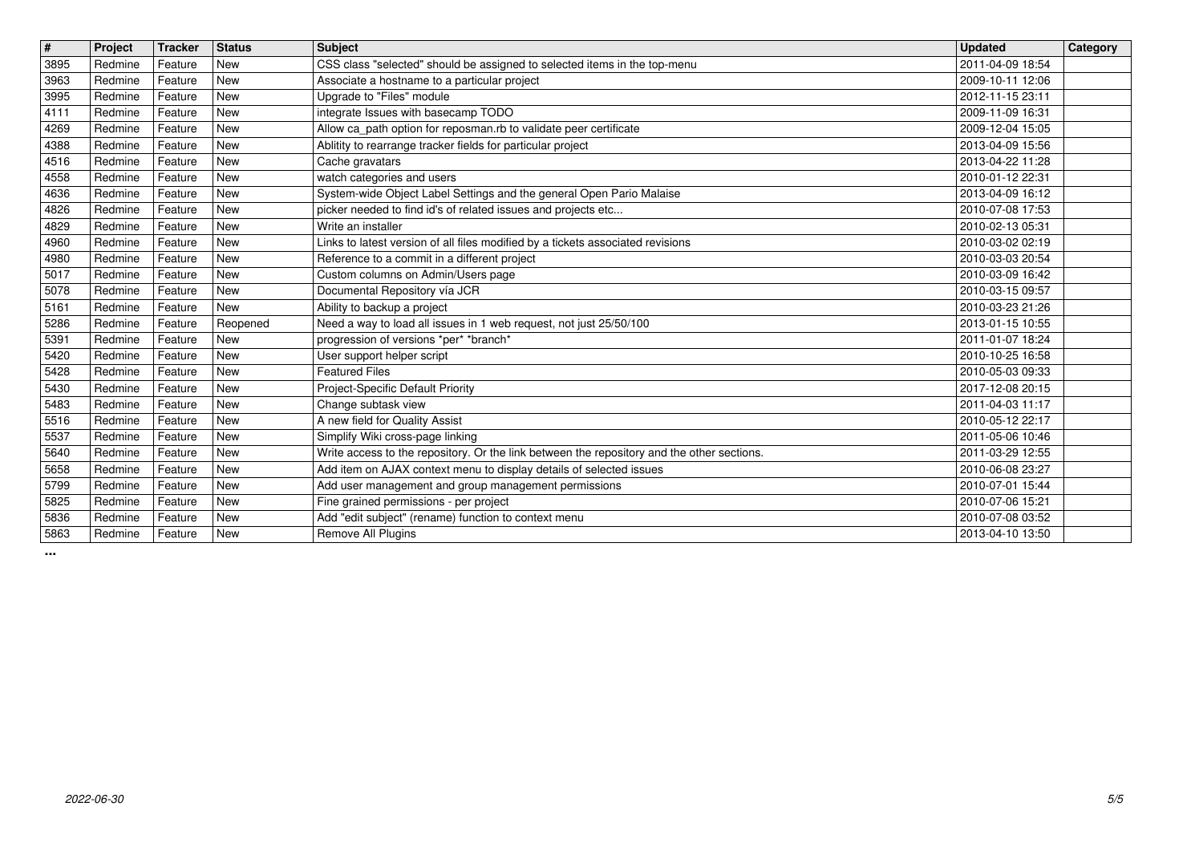| # | Project | Tracker | Status | Subject | Updated | Category |
| --- | --- | --- | --- | --- | --- | --- |
| 3895 | Redmine | Feature | New | CSS class "selected" should be assigned to selected items in the top-menu | 2011-04-09 18:54 | |
| 3963 | Redmine | Feature | New | Associate a hostname to a particular project | 2009-10-11 12:06 | |
| 3995 | Redmine | Feature | New | Upgrade to "Files" module | 2012-11-15 23:11 | |
| 4111 | Redmine | Feature | New | integrate Issues with basecamp TODO | 2009-11-09 16:31 | |
| 4269 | Redmine | Feature | New | Allow ca_path option for reposman.rb to validate peer certificate | 2009-12-04 15:05 | |
| 4388 | Redmine | Feature | New | Ablitity to rearrange tracker fields for particular project | 2013-04-09 15:56 | |
| 4516 | Redmine | Feature | New | Cache gravatars | 2013-04-22 11:28 | |
| 4558 | Redmine | Feature | New | watch categories and users | 2010-01-12 22:31 | |
| 4636 | Redmine | Feature | New | System-wide Object Label Settings and the general Open Pario Malaise | 2013-04-09 16:12 | |
| 4826 | Redmine | Feature | New | picker needed to find id's of related issues and projects etc... | 2010-07-08 17:53 | |
| 4829 | Redmine | Feature | New | Write an installer | 2010-02-13 05:31 | |
| 4960 | Redmine | Feature | New | Links to latest version of all files modified by a tickets associated revisions | 2010-03-02 02:19 | |
| 4980 | Redmine | Feature | New | Reference to a commit in a different project | 2010-03-03 20:54 | |
| 5017 | Redmine | Feature | New | Custom columns on Admin/Users page | 2010-03-09 16:42 | |
| 5078 | Redmine | Feature | New | Documental Repository vía JCR | 2010-03-15 09:57 | |
| 5161 | Redmine | Feature | New | Ability to backup a project | 2010-03-23 21:26 | |
| 5286 | Redmine | Feature | Reopened | Need a way to load all issues in 1 web request, not just 25/50/100 | 2013-01-15 10:55 | |
| 5391 | Redmine | Feature | New | progression of versions *per* *branch* | 2011-01-07 18:24 | |
| 5420 | Redmine | Feature | New | User support helper script | 2010-10-25 16:58 | |
| 5428 | Redmine | Feature | New | Featured Files | 2010-05-03 09:33 | |
| 5430 | Redmine | Feature | New | Project-Specific Default Priority | 2017-12-08 20:15 | |
| 5483 | Redmine | Feature | New | Change subtask view | 2011-04-03 11:17 | |
| 5516 | Redmine | Feature | New | A new field for Quality Assist | 2010-05-12 22:17 | |
| 5537 | Redmine | Feature | New | Simplify Wiki cross-page linking | 2011-05-06 10:46 | |
| 5640 | Redmine | Feature | New | Write access to the repository. Or the link between the repository and the other sections. | 2011-03-29 12:55 | |
| 5658 | Redmine | Feature | New | Add item on AJAX context menu to display details of selected issues | 2010-06-08 23:27 | |
| 5799 | Redmine | Feature | New | Add user management and group management permissions | 2010-07-01 15:44 | |
| 5825 | Redmine | Feature | New | Fine grained permissions - per project | 2010-07-06 15:21 | |
| 5836 | Redmine | Feature | New | Add "edit subject" (rename) function to context menu | 2010-07-08 03:52 | |
| 5863 | Redmine | Feature | New | Remove All Plugins | 2013-04-10 13:50 | |

...